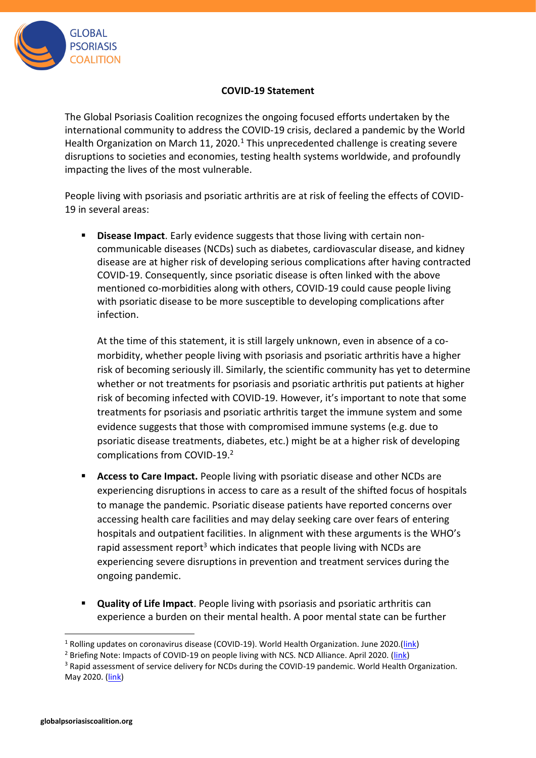GLOBAL PSORIASIS COALITION

**COVID-19 Statement**

The Global Psoriasis Coalition recognizes the ongoing focused efforts undertaken by the international community to address the COVID-19 crisis, declared a pandemic by the World Health Organization on March 11, 2020.[1] This unprecedented challenge is creating severe disruptions to societies and economies, testing health systems worldwide, and profoundly impacting the lives of the most vulnerable.

People living with psoriasis and psoriatic arthritis are at risk of feeling the effects of COVID-19 in several areas:

- **Disease Impact**. Early evidence suggests that those living with certain non-communicable diseases (NCDs) such as diabetes, cardiovascular disease, and kidney disease are at higher risk of developing serious complications after having contracted COVID-19. Consequently, since psoriatic disease is often linked with the above mentioned co-morbidities along with others, COVID-19 could cause people living with psoriatic disease to be more susceptible to developing complications after infection.

  At the time of this statement, it is still largely unknown, even in absence of a co-morbidity, whether people living with psoriasis and psoriatic arthritis have a higher risk of becoming seriously ill. Similarly, the scientific community has yet to determine whether or not treatments for psoriasis and psoriatic arthritis put patients at higher risk of becoming infected with COVID-19. However, it's important to note that some treatments for psoriasis and psoriatic arthritis target the immune system and some evidence suggests that those with compromised immune systems (e.g. due to psoriatic disease treatments, diabetes, etc.) might be at a higher risk of developing complications from COVID-19.[2]

- **Access to Care Impact.** People living with psoriatic disease and other NCDs are experiencing disruptions in access to care as a result of the shifted focus of hospitals to manage the pandemic. Psoriatic disease patients have reported concerns over accessing health care facilities and may delay seeking care over fears of entering hospitals and outpatient facilities. In alignment with these arguments is the WHO's rapid assessment report[3] which indicates that people living with NCDs are experiencing severe disruptions in prevention and treatment services during the ongoing pandemic.

- **Quality of Life Impact**. People living with psoriasis and psoriatic arthritis can experience a burden on their mental health. A poor mental state can be further

---

[1] Rolling updates on coronavirus disease (COVID-19). World Health Organization. June 2020.(link)

[2] Briefing Note: Impacts of COVID-19 on people living with NCS. NCD Alliance. April 2020. (link)

[3] Rapid assessment of service delivery for NCDs during the COVID-19 pandemic. World Health Organization. May 2020. (link)

globalpsoriasiscoalition.org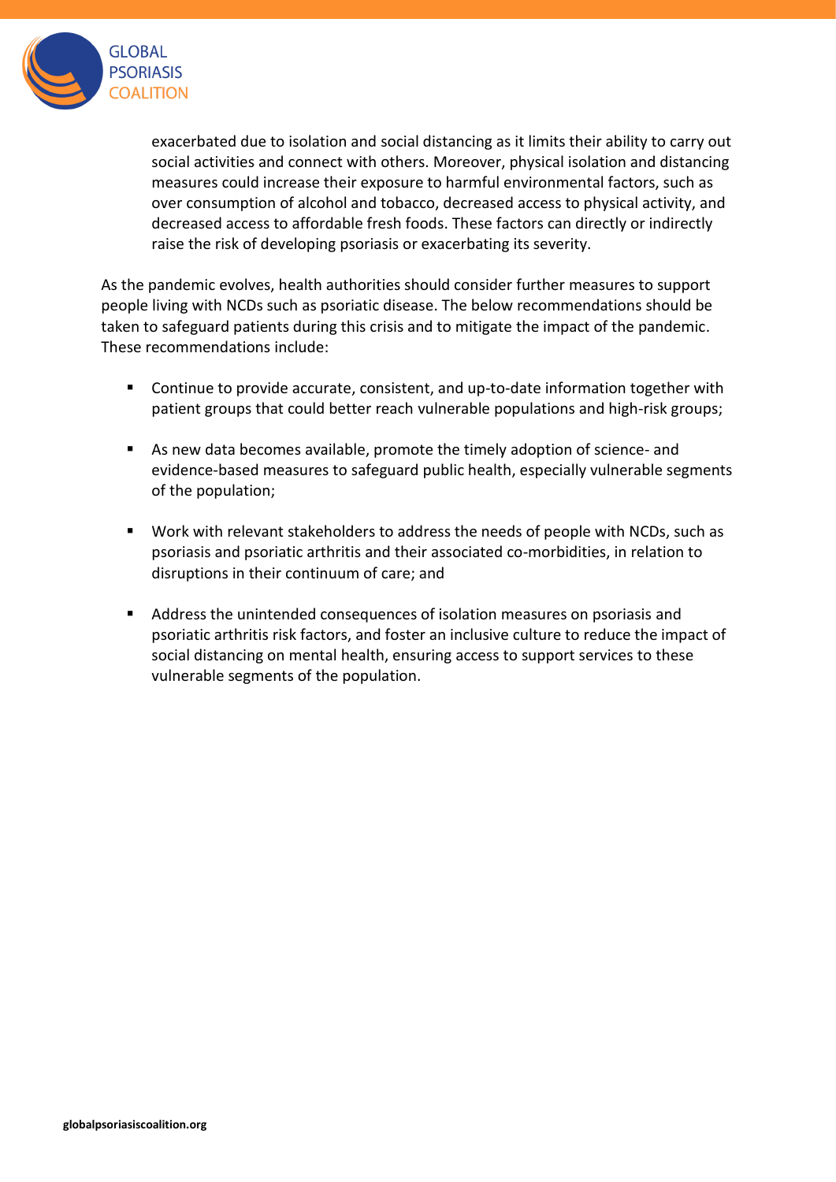exacerbated due to isolation and social distancing as it limits their ability to carry out social activities and connect with others. Moreover, physical isolation and distancing measures could increase their exposure to harmful environmental factors, such as over consumption of alcohol and tobacco, decreased access to physical activity, and decreased access to affordable fresh foods. These factors can directly or indirectly raise the risk of developing psoriasis or exacerbating its severity.

As the pandemic evolves, health authorities should consider further measures to support people living with NCDs such as psoriatic disease. The below recommendations should be taken to safeguard patients during this crisis and to mitigate the impact of the pandemic. These recommendations include:

- Continue to provide accurate, consistent, and up-to-date information together with patient groups that could better reach vulnerable populations and high-risk groups;
- As new data becomes available, promote the timely adoption of science- and evidence-based measures to safeguard public health, especially vulnerable segments of the population;
- Work with relevant stakeholders to address the needs of people with NCDs, such as psoriasis and psoriatic arthritis and their associated co-morbidities, in relation to disruptions in their continuum of care; and
- Address the unintended consequences of isolation measures on psoriasis and psoriatic arthritis risk factors, and foster an inclusive culture to reduce the impact of social distancing on mental health, ensuring access to support services to these vulnerable segments of the population.